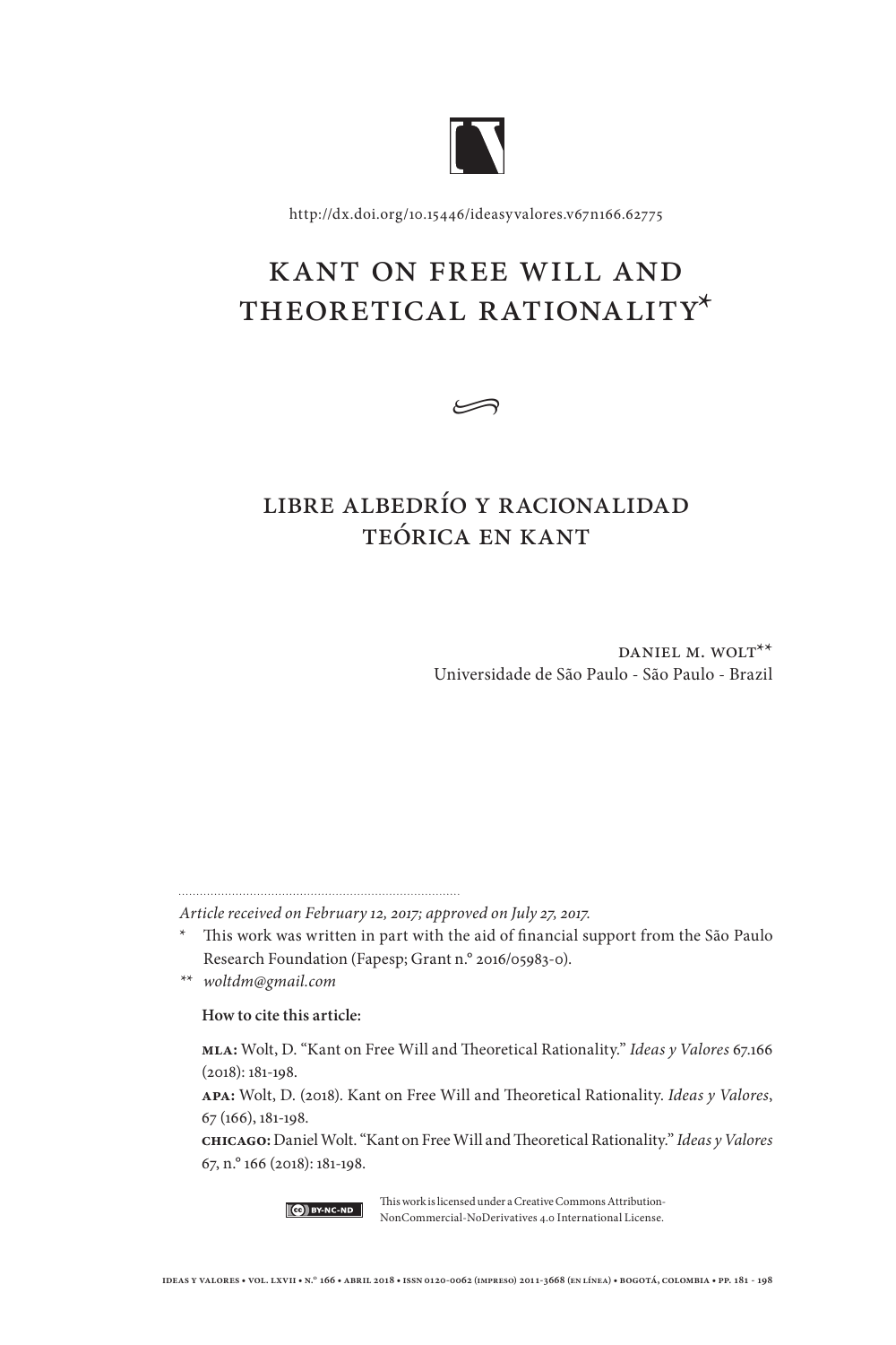http://dx.doi.org/10.15446/ideasyvalores.v67n166.62775

# KANT ON FREE WILL AND THEORETICAL RATIONALITY*

## LIBRE ALBEDRÍO Y RACIONALIDAD TEÓRICA EN KANT

DANIEL M. WOLT**
Universidade de São Paulo - São Paulo - Brazil

*Article received on February 12, 2017; approved on July 27, 2017.*

\* This work was written in part with the aid of financial support from the São Paulo Research Foundation (Fapesp; Grant n.º 2016/05983-0).

\*\* *woltdm@gmail.com*

**How to cite this article:**

**MLA:** Wolt, D. "Kant on Free Will and Theoretical Rationality." *Ideas y Valores* 67.166 (2018): 181-198.

**APA:** Wolt, D. (2018). Kant on Free Will and Theoretical Rationality. *Ideas y Valores*, 67 (166), 181-198.

**CHICAGO:** Daniel Wolt. "Kant on Free Will and Theoretical Rationality." *Ideas y Valores* 67, n.º 166 (2018): 181-198.

This work is licensed under a Creative Commons Attribution-NonCommercial-NoDerivatives 4.0 International License.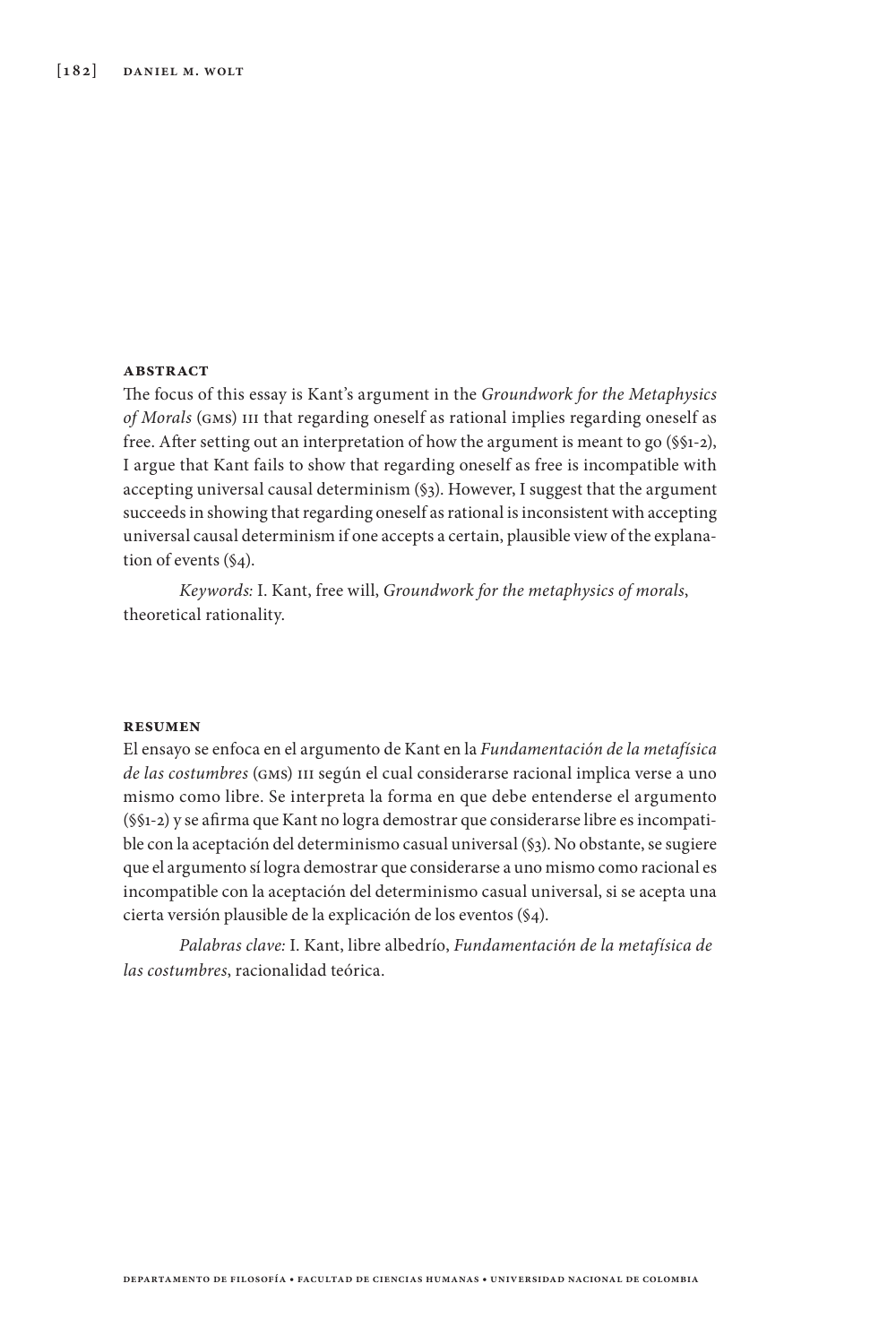## ABSTRACT

The focus of this essay is Kant's argument in the *Groundwork for the Metaphysics of Morals* (GMS) III that regarding oneself as rational implies regarding oneself as free. After setting out an interpretation of how the argument is meant to go (§§1-2), I argue that Kant fails to show that regarding oneself as free is incompatible with accepting universal causal determinism (§3). However, I suggest that the argument succeeds in showing that regarding oneself as rational is inconsistent with accepting universal causal determinism if one accepts a certain, plausible view of the explanation of events (§4).

*Keywords:* I. Kant, free will, *Groundwork for the metaphysics of morals*, theoretical rationality.

## RESUMEN

El ensayo se enfoca en el argumento de Kant en la *Fundamentación de la metafísica de las costumbres* (GMS) III según el cual considerarse racional implica verse a uno mismo como libre. Se interpreta la forma en que debe entenderse el argumento (§§1-2) y se afirma que Kant no logra demostrar que considerarse libre es incompatible con la aceptación del determinismo casual universal (§3). No obstante, se sugiere que el argumento sí logra demostrar que considerarse a uno mismo como racional es incompatible con la aceptación del determinismo casual universal, si se acepta una cierta versión plausible de la explicación de los eventos (§4).

*Palabras clave:* I. Kant, libre albedrío, *Fundamentación de la metafísica de las costumbres*, racionalidad teórica.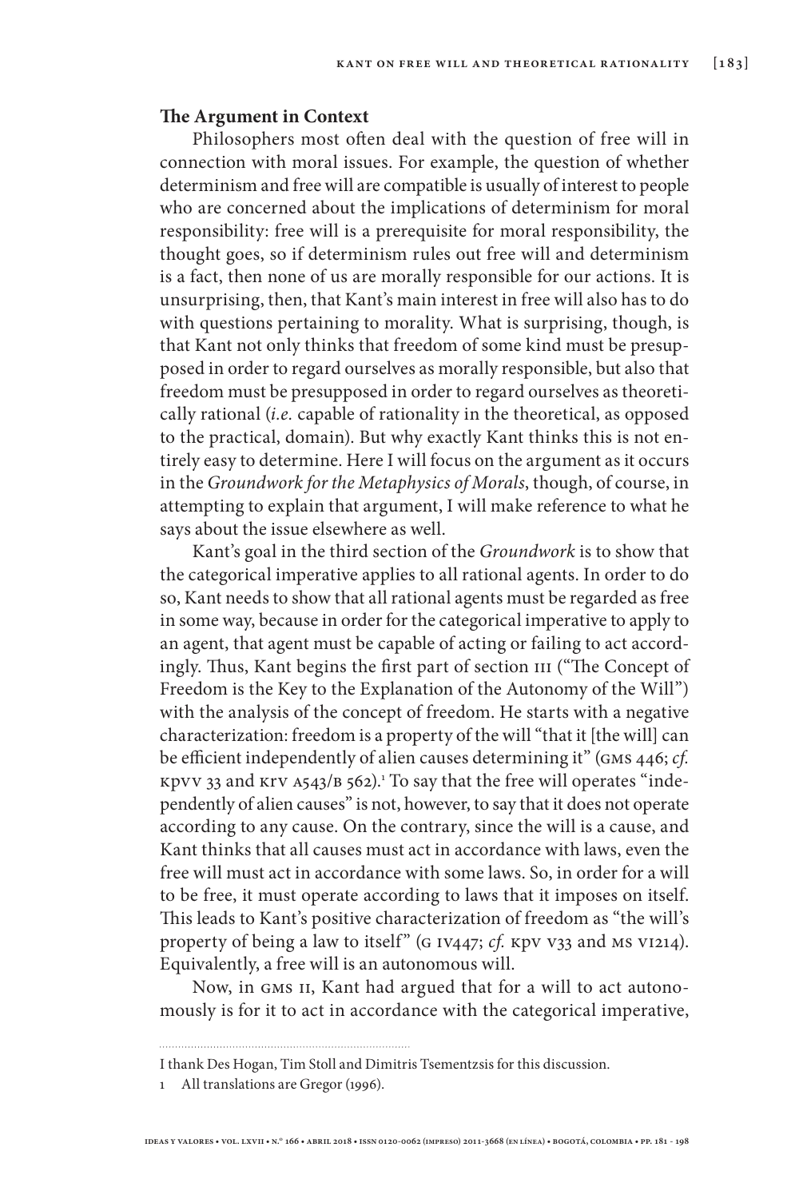**The Argument in Context**

Philosophers most often deal with the question of free will in connection with moral issues. For example, the question of whether determinism and free will are compatible is usually of interest to people who are concerned about the implications of determinism for moral responsibility: free will is a prerequisite for moral responsibility, the thought goes, so if determinism rules out free will and determinism is a fact, then none of us are morally responsible for our actions. It is unsurprising, then, that Kant's main interest in free will also has to do with questions pertaining to morality. What is surprising, though, is that Kant not only thinks that freedom of some kind must be presupposed in order to regard ourselves as morally responsible, but also that freedom must be presupposed in order to regard ourselves as theoretically rational (*i.e.* capable of rationality in the theoretical, as opposed to the practical, domain). But why exactly Kant thinks this is not entirely easy to determine. Here I will focus on the argument as it occurs in the *Groundwork for the Metaphysics of Morals*, though, of course, in attempting to explain that argument, I will make reference to what he says about the issue elsewhere as well.

Kant's goal in the third section of the *Groundwork* is to show that the categorical imperative applies to all rational agents. In order to do so, Kant needs to show that all rational agents must be regarded as free in some way, because in order for the categorical imperative to apply to an agent, that agent must be capable of acting or failing to act accordingly. Thus, Kant begins the first part of section III ("The Concept of Freedom is the Key to the Explanation of the Autonomy of the Will") with the analysis of the concept of freedom. He starts with a negative characterization: freedom is a property of the will "that it [the will] can be efficient independently of alien causes determining it" (GMS 446; *cf.* KPVV 33 and KRV A543/B 562).[1] To say that the free will operates "independently of alien causes" is not, however, to say that it does not operate according to any cause. On the contrary, since the will is a cause, and Kant thinks that all causes must act in accordance with laws, even the free will must act in accordance with some laws. So, in order for a will to be free, it must operate according to laws that it imposes on itself. This leads to Kant's positive characterization of freedom as "the will's property of being a law to itself" (G IV447; *cf.* KPV V33 and MS VI214). Equivalently, a free will is an autonomous will.

Now, in GMS II, Kant had argued that for a will to act autonomously is for it to act in accordance with the categorical imperative,

---

I thank Des Hogan, Tim Stoll and Dimitris Tsementzsis for this discussion.

1 All translations are Gregor (1996).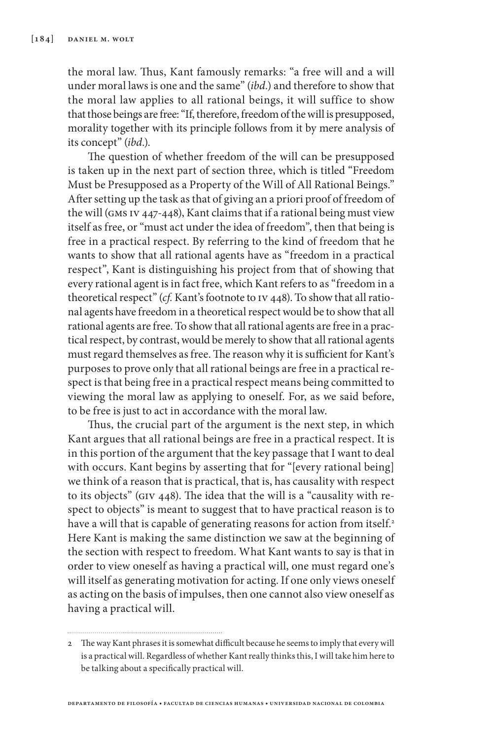the moral law. Thus, Kant famously remarks: "a free will and a will under moral laws is one and the same" (*ibd.*) and therefore to show that the moral law applies to all rational beings, it will suffice to show that those beings are free: "If, therefore, freedom of the will is presupposed, morality together with its principle follows from it by mere analysis of its concept" (*ibd.*).

The question of whether freedom of the will can be presupposed is taken up in the next part of section three, which is titled "Freedom Must be Presupposed as a Property of the Will of All Rational Beings." After setting up the task as that of giving an a priori proof of freedom of the will (GMS IV 447-448), Kant claims that if a rational being must view itself as free, or "must act under the idea of freedom", then that being is free in a practical respect. By referring to the kind of freedom that he wants to show that all rational agents have as "freedom in a practical respect", Kant is distinguishing his project from that of showing that every rational agent is in fact free, which Kant refers to as "freedom in a theoretical respect" (*cf.* Kant's footnote to IV 448). To show that all rational agents have freedom in a theoretical respect would be to show that all rational agents are free. To show that all rational agents are free in a practical respect, by contrast, would be merely to show that all rational agents must regard themselves as free. The reason why it is sufficient for Kant's purposes to prove only that all rational beings are free in a practical respect is that being free in a practical respect means being committed to viewing the moral law as applying to oneself. For, as we said before, to be free is just to act in accordance with the moral law.

Thus, the crucial part of the argument is the next step, in which Kant argues that all rational beings are free in a practical respect. It is in this portion of the argument that the key passage that I want to deal with occurs. Kant begins by asserting that for "[every rational being] we think of a reason that is practical, that is, has causality with respect to its objects" (GIV 448). The idea that the will is a "causality with respect to objects" is meant to suggest that to have practical reason is to have a will that is capable of generating reasons for action from itself.[2] Here Kant is making the same distinction we saw at the beginning of the section with respect to freedom. What Kant wants to say is that in order to view oneself as having a practical will, one must regard one's will itself as generating motivation for acting. If one only views oneself as acting on the basis of impulses, then one cannot also view oneself as having a practical will.

---

2 The way Kant phrases it is somewhat difficult because he seems to imply that every will is a practical will. Regardless of whether Kant really thinks this, I will take him here to be talking about a specifically practical will.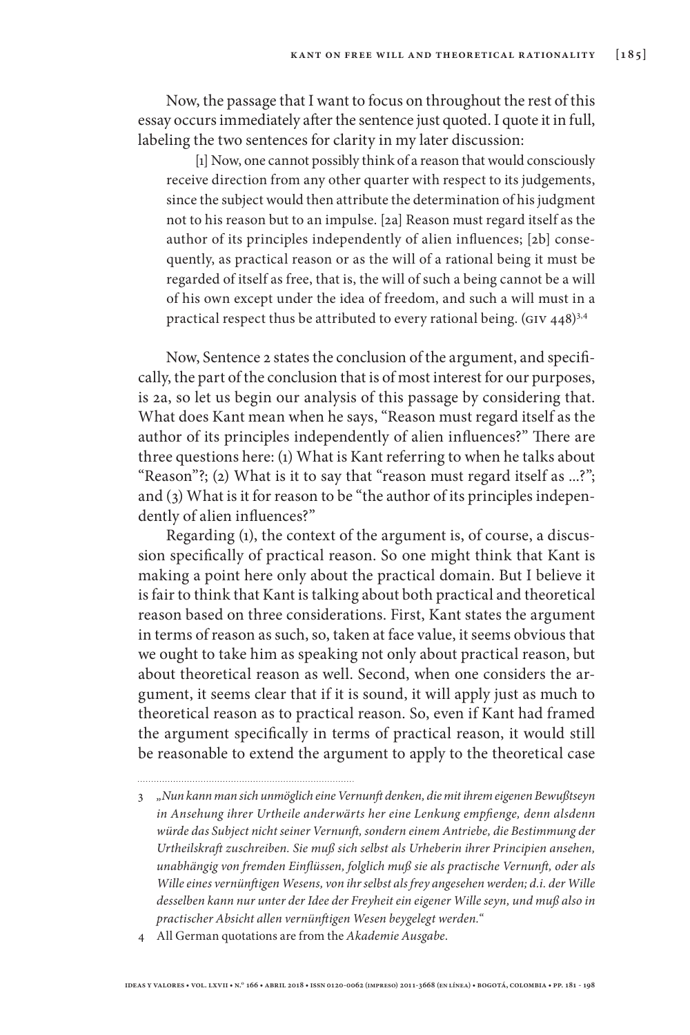Now, the passage that I want to focus on throughout the rest of this essay occurs immediately after the sentence just quoted. I quote it in full, labeling the two sentences for clarity in my later discussion:

> [1] Now, one cannot possibly think of a reason that would consciously receive direction from any other quarter with respect to its judgements, since the subject would then attribute the determination of his judgment not to his reason but to an impulse. [2a] Reason must regard itself as the author of its principles independently of alien influences; [2b] consequently, as practical reason or as the will of a rational being it must be regarded of itself as free, that is, the will of such a being cannot be a will of his own except under the idea of freedom, and such a will must in a practical respect thus be attributed to every rational being. (GIV 448)[3,4]

Now, Sentence 2 states the conclusion of the argument, and specifically, the part of the conclusion that is of most interest for our purposes, is 2a, so let us begin our analysis of this passage by considering that. What does Kant mean when he says, "Reason must regard itself as the author of its principles independently of alien influences?" There are three questions here: (1) What is Kant referring to when he talks about "Reason"?; (2) What is it to say that "reason must regard itself as ...?"; and (3) What is it for reason to be "the author of its principles independently of alien influences?"

Regarding (1), the context of the argument is, of course, a discussion specifically of practical reason. So one might think that Kant is making a point here only about the practical domain. But I believe it is fair to think that Kant is talking about both practical and theoretical reason based on three considerations. First, Kant states the argument in terms of reason as such, so, taken at face value, it seems obvious that we ought to take him as speaking not only about practical reason, but about theoretical reason as well. Second, when one considers the argument, it seems clear that if it is sound, it will apply just as much to theoretical reason as to practical reason. So, even if Kant had framed the argument specifically in terms of practical reason, it would still be reasonable to extend the argument to apply to the theoretical case

---

3 *„Nun kann man sich unmöglich eine Vernunft denken, die mit ihrem eigenen Bewußtseyn in Ansehung ihrer Urtheile anderwärts her eine Lenkung empfienge, denn alsdenn würde das Subject nicht seiner Vernunft, sondern einem Antriebe, die Bestimmung der Urtheilskraft zuschreiben. Sie muß sich selbst als Urheberin ihrer Principien ansehen, unabhängig von fremden Einflüssen, folglich muß sie als practische Vernunft, oder als Wille eines vernünftigen Wesens, von ihr selbst als frey angesehen werden; d.i. der Wille desselben kann nur unter der Idee der Freyheit ein eigener Wille seyn, und muß also in practischer Absicht allen vernünftigen Wesen beygelegt werden."*

4 All German quotations are from the *Akademie Ausgabe.*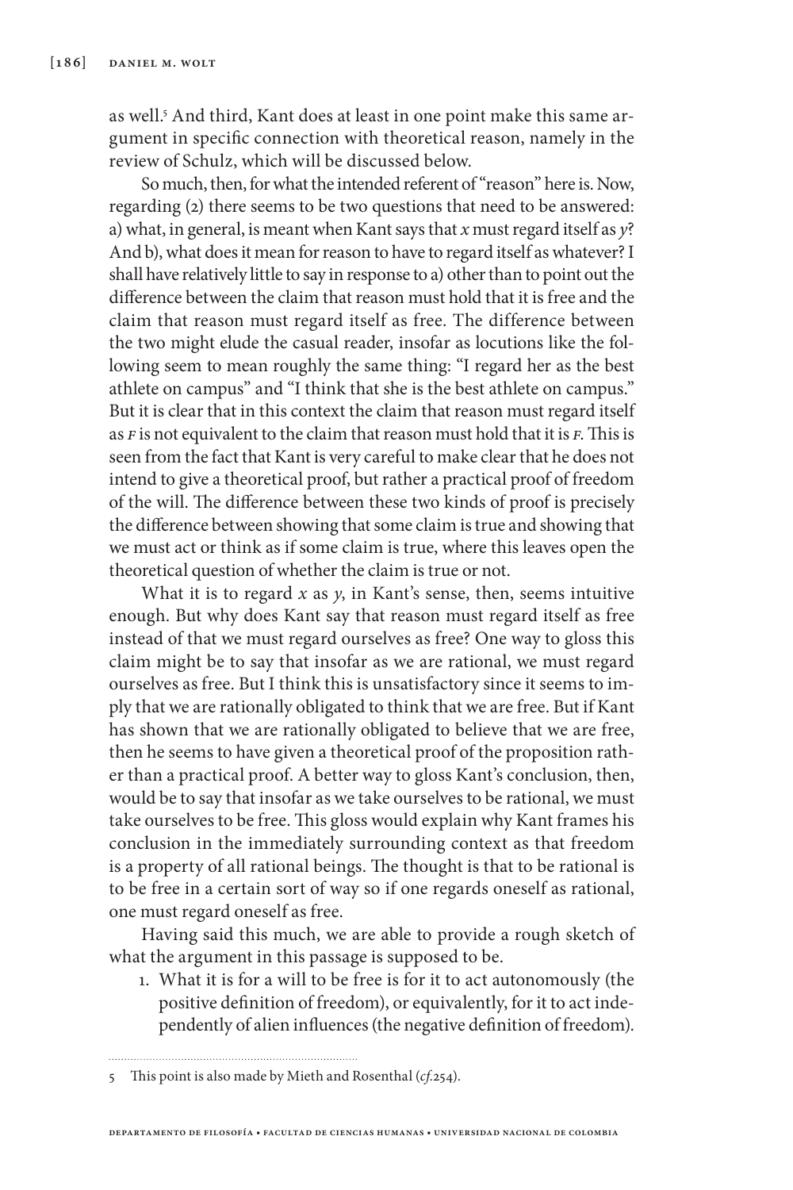as well.[5] And third, Kant does at least in one point make this same argument in specific connection with theoretical reason, namely in the review of Schulz, which will be discussed below.

So much, then, for what the intended referent of "reason" here is. Now, regarding (2) there seems to be two questions that need to be answered: a) what, in general, is meant when Kant says that *x* must regard itself as *y*? And b), what does it mean for reason to have to regard itself as whatever? I shall have relatively little to say in response to a) other than to point out the difference between the claim that reason must hold that it is free and the claim that reason must regard itself as free. The difference between the two might elude the casual reader, insofar as locutions like the following seem to mean roughly the same thing: "I regard her as the best athlete on campus" and "I think that she is the best athlete on campus." But it is clear that in this context the claim that reason must regard itself as *F* is not equivalent to the claim that reason must hold that it is *F*. This is seen from the fact that Kant is very careful to make clear that he does not intend to give a theoretical proof, but rather a practical proof of freedom of the will. The difference between these two kinds of proof is precisely the difference between showing that some claim is true and showing that we must act or think as if some claim is true, where this leaves open the theoretical question of whether the claim is true or not.

What it is to regard *x* as *y*, in Kant's sense, then, seems intuitive enough. But why does Kant say that reason must regard itself as free instead of that we must regard ourselves as free? One way to gloss this claim might be to say that insofar as we are rational, we must regard ourselves as free. But I think this is unsatisfactory since it seems to imply that we are rationally obligated to think that we are free. But if Kant has shown that we are rationally obligated to believe that we are free, then he seems to have given a theoretical proof of the proposition rather than a practical proof. A better way to gloss Kant's conclusion, then, would be to say that insofar as we take ourselves to be rational, we must take ourselves to be free. This gloss would explain why Kant frames his conclusion in the immediately surrounding context as that freedom is a property of all rational beings. The thought is that to be rational is to be free in a certain sort of way so if one regards oneself as rational, one must regard oneself as free.

Having said this much, we are able to provide a rough sketch of what the argument in this passage is supposed to be.

1. What it is for a will to be free is for it to act autonomously (the positive definition of freedom), or equivalently, for it to act independently of alien influences (the negative definition of freedom).

---

5 This point is also made by Mieth and Rosenthal (*cf.*254).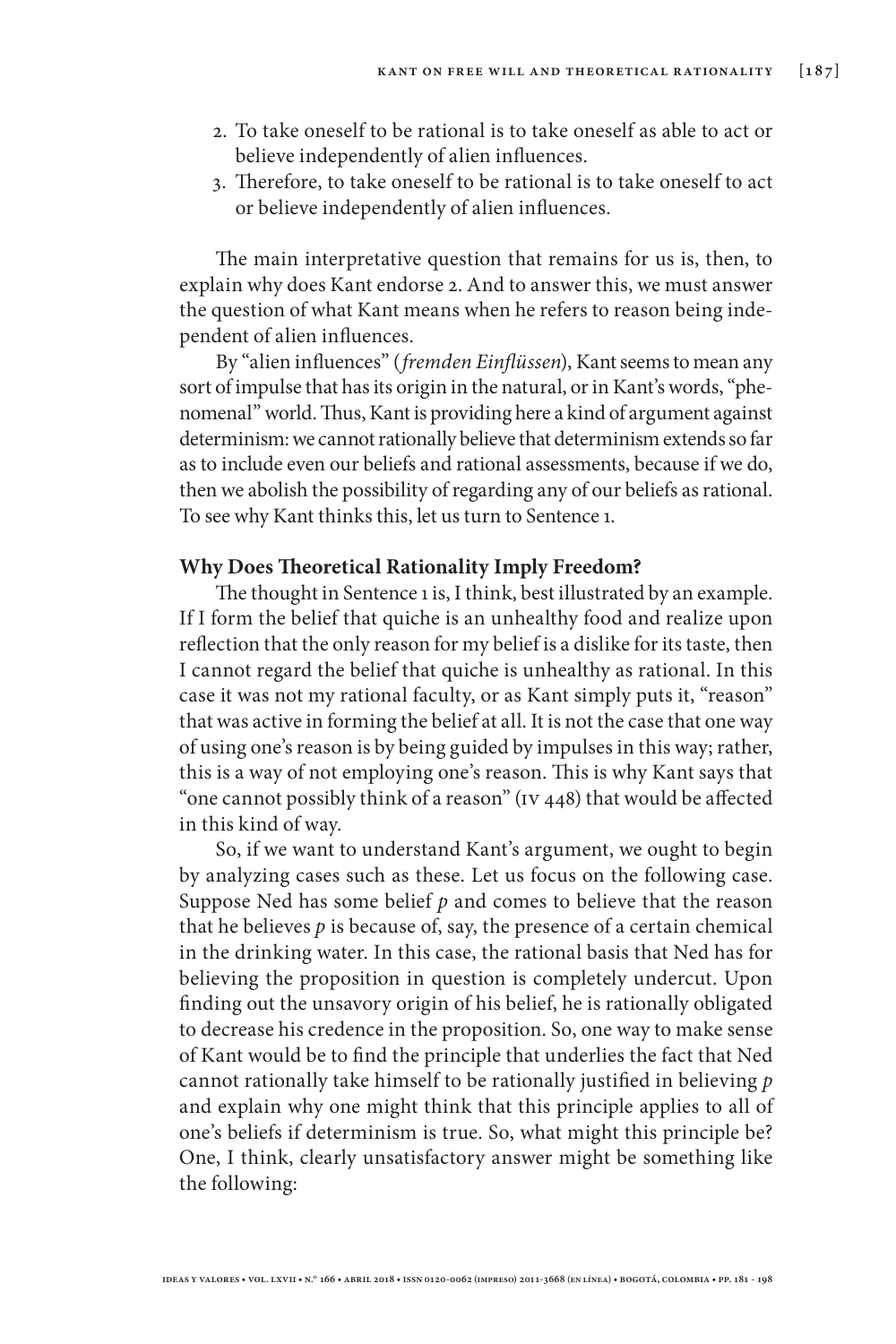2. To take oneself to be rational is to take oneself as able to act or believe independently of alien influences.
3. Therefore, to take oneself to be rational is to take oneself to act or believe independently of alien influences.

The main interpretative question that remains for us is, then, to explain why does Kant endorse 2. And to answer this, we must answer the question of what Kant means when he refers to reason being independent of alien influences.

By "alien influences" (*fremden Einflüssen*), Kant seems to mean any sort of impulse that has its origin in the natural, or in Kant's words, "phenomenal" world. Thus, Kant is providing here a kind of argument against determinism: we cannot rationally believe that determinism extends so far as to include even our beliefs and rational assessments, because if we do, then we abolish the possibility of regarding any of our beliefs as rational. To see why Kant thinks this, let us turn to Sentence 1.

## Why Does Theoretical Rationality Imply Freedom?

The thought in Sentence 1 is, I think, best illustrated by an example. If I form the belief that quiche is an unhealthy food and realize upon reflection that the only reason for my belief is a dislike for its taste, then I cannot regard the belief that quiche is unhealthy as rational. In this case it was not my rational faculty, or as Kant simply puts it, "reason" that was active in forming the belief at all. It is not the case that one way of using one's reason is by being guided by impulses in this way; rather, this is a way of not employing one's reason. This is why Kant says that "one cannot possibly think of a reason" (IV 448) that would be affected in this kind of way.

So, if we want to understand Kant's argument, we ought to begin by analyzing cases such as these. Let us focus on the following case. Suppose Ned has some belief *p* and comes to believe that the reason that he believes *p* is because of, say, the presence of a certain chemical in the drinking water. In this case, the rational basis that Ned has for believing the proposition in question is completely undercut. Upon finding out the unsavory origin of his belief, he is rationally obligated to decrease his credence in the proposition. So, one way to make sense of Kant would be to find the principle that underlies the fact that Ned cannot rationally take himself to be rationally justified in believing *p* and explain why one might think that this principle applies to all of one's beliefs if determinism is true. So, what might this principle be? One, I think, clearly unsatisfactory answer might be something like the following: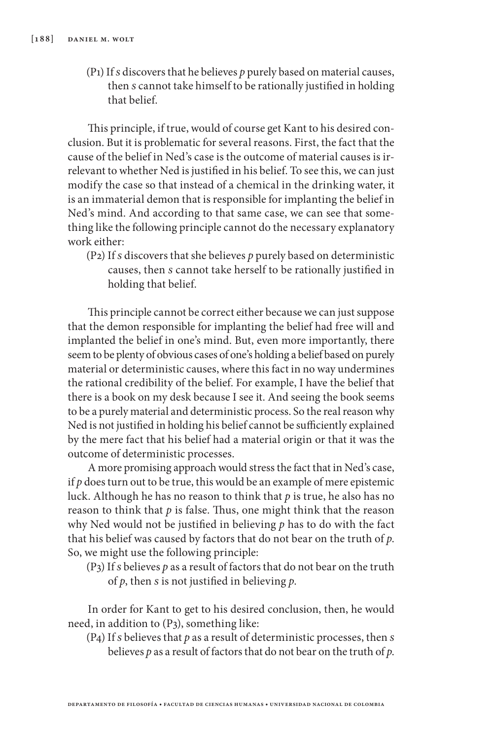(P1) If *s* discovers that he believes *p* purely based on material causes, then *s* cannot take himself to be rationally justified in holding that belief.

This principle, if true, would of course get Kant to his desired conclusion. But it is problematic for several reasons. First, the fact that the cause of the belief in Ned's case is the outcome of material causes is irrelevant to whether Ned is justified in his belief. To see this, we can just modify the case so that instead of a chemical in the drinking water, it is an immaterial demon that is responsible for implanting the belief in Ned's mind. And according to that same case, we can see that something like the following principle cannot do the necessary explanatory work either:

(P2) If *s* discovers that she believes *p* purely based on deterministic causes, then *s* cannot take herself to be rationally justified in holding that belief.

This principle cannot be correct either because we can just suppose that the demon responsible for implanting the belief had free will and implanted the belief in one's mind. But, even more importantly, there seem to be plenty of obvious cases of one's holding a belief based on purely material or deterministic causes, where this fact in no way undermines the rational credibility of the belief. For example, I have the belief that there is a book on my desk because I see it. And seeing the book seems to be a purely material and deterministic process. So the real reason why Ned is not justified in holding his belief cannot be sufficiently explained by the mere fact that his belief had a material origin or that it was the outcome of deterministic processes.

A more promising approach would stress the fact that in Ned's case, if *p* does turn out to be true, this would be an example of mere epistemic luck. Although he has no reason to think that *p* is true, he also has no reason to think that *p* is false. Thus, one might think that the reason why Ned would not be justified in believing *p* has to do with the fact that his belief was caused by factors that do not bear on the truth of *p*. So, we might use the following principle:

(P3) If *s* believes *p* as a result of factors that do not bear on the truth of *p*, then *s* is not justified in believing *p*.

In order for Kant to get to his desired conclusion, then, he would need, in addition to (P3), something like:

(P4) If *s* believes that *p* as a result of deterministic processes, then *s* believes *p* as a result of factors that do not bear on the truth of *p*.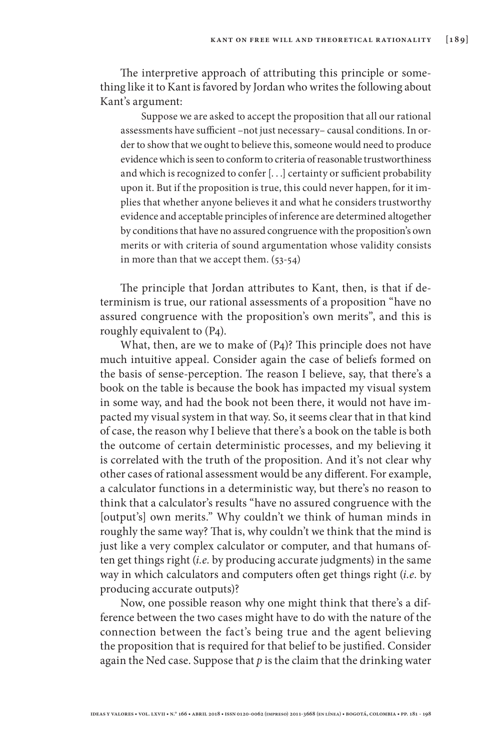The interpretive approach of attributing this principle or something like it to Kant is favored by Jordan who writes the following about Kant's argument:

> Suppose we are asked to accept the proposition that all our rational assessments have sufficient –not just necessary– causal conditions. In order to show that we ought to believe this, someone would need to produce evidence which is seen to conform to criteria of reasonable trustworthiness and which is recognized to confer [. . .] certainty or sufficient probability upon it. But if the proposition is true, this could never happen, for it implies that whether anyone believes it and what he considers trustworthy evidence and acceptable principles of inference are determined altogether by conditions that have no assured congruence with the proposition's own merits or with criteria of sound argumentation whose validity consists in more than that we accept them. (53-54)

The principle that Jordan attributes to Kant, then, is that if determinism is true, our rational assessments of a proposition "have no assured congruence with the proposition's own merits", and this is roughly equivalent to (P4).

What, then, are we to make of (P4)? This principle does not have much intuitive appeal. Consider again the case of beliefs formed on the basis of sense-perception. The reason I believe, say, that there's a book on the table is because the book has impacted my visual system in some way, and had the book not been there, it would not have impacted my visual system in that way. So, it seems clear that in that kind of case, the reason why I believe that there's a book on the table is both the outcome of certain deterministic processes, and my believing it is correlated with the truth of the proposition. And it's not clear why other cases of rational assessment would be any different. For example, a calculator functions in a deterministic way, but there's no reason to think that a calculator's results "have no assured congruence with the [output's] own merits." Why couldn't we think of human minds in roughly the same way? That is, why couldn't we think that the mind is just like a very complex calculator or computer, and that humans often get things right (*i.e.* by producing accurate judgments) in the same way in which calculators and computers often get things right (*i.e.* by producing accurate outputs)?

Now, one possible reason why one might think that there's a difference between the two cases might have to do with the nature of the connection between the fact's being true and the agent believing the proposition that is required for that belief to be justified. Consider again the Ned case. Suppose that *p* is the claim that the drinking water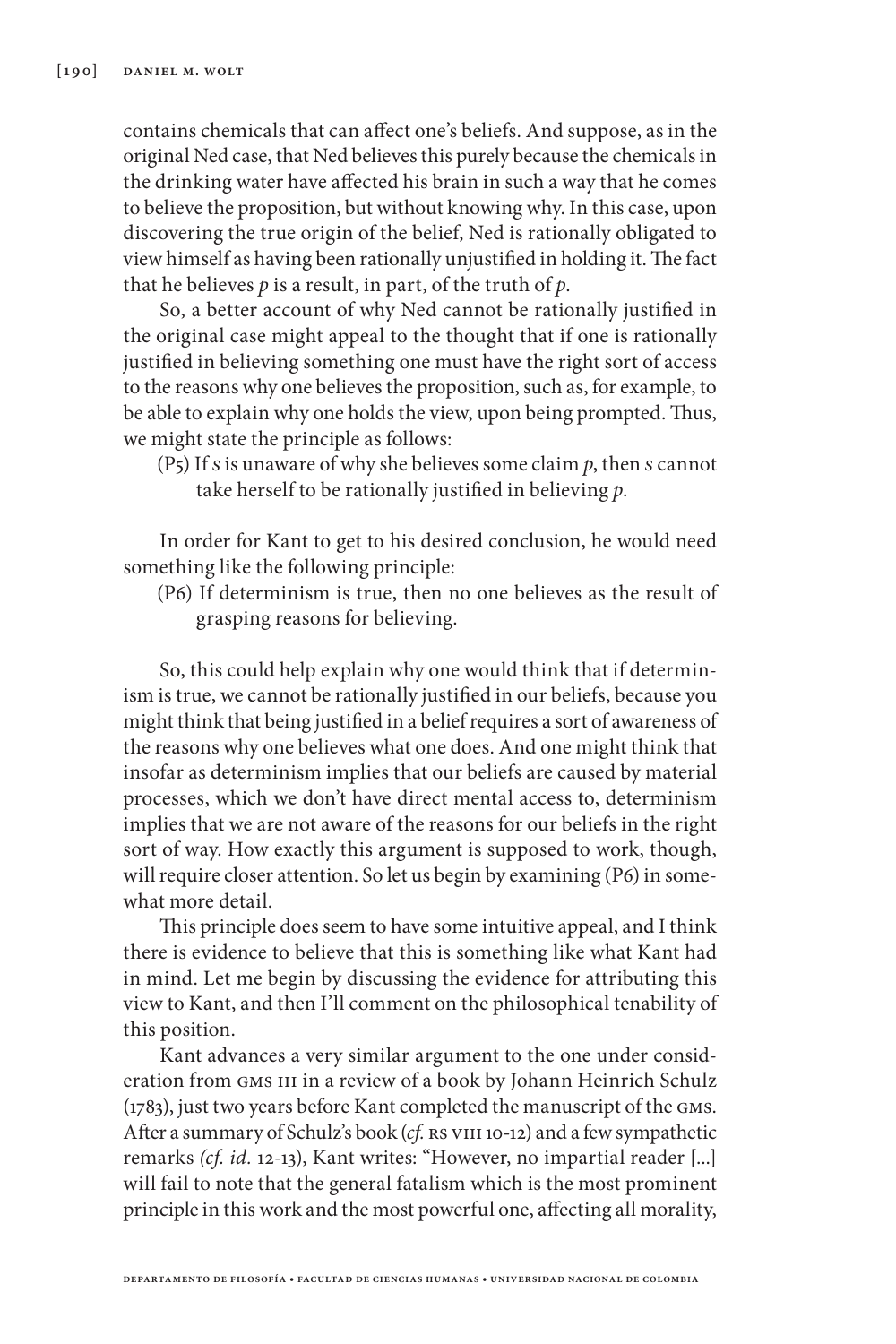contains chemicals that can affect one's beliefs. And suppose, as in the original Ned case, that Ned believes this purely because the chemicals in the drinking water have affected his brain in such a way that he comes to believe the proposition, but without knowing why. In this case, upon discovering the true origin of the belief, Ned is rationally obligated to view himself as having been rationally unjustified in holding it. The fact that he believes *p* is a result, in part, of the truth of *p*.

So, a better account of why Ned cannot be rationally justified in the original case might appeal to the thought that if one is rationally justified in believing something one must have the right sort of access to the reasons why one believes the proposition, such as, for example, to be able to explain why one holds the view, upon being prompted. Thus, we might state the principle as follows:

(P5) If *s* is unaware of why she believes some claim *p*, then *s* cannot take herself to be rationally justified in believing *p*.

In order for Kant to get to his desired conclusion, he would need something like the following principle:

(P6) If determinism is true, then no one believes as the result of grasping reasons for believing.

So, this could help explain why one would think that if determinism is true, we cannot be rationally justified in our beliefs, because you might think that being justified in a belief requires a sort of awareness of the reasons why one believes what one does. And one might think that insofar as determinism implies that our beliefs are caused by material processes, which we don't have direct mental access to, determinism implies that we are not aware of the reasons for our beliefs in the right sort of way. How exactly this argument is supposed to work, though, will require closer attention. So let us begin by examining (P6) in somewhat more detail.

This principle does seem to have some intuitive appeal, and I think there is evidence to believe that this is something like what Kant had in mind. Let me begin by discussing the evidence for attributing this view to Kant, and then I'll comment on the philosophical tenability of this position.

Kant advances a very similar argument to the one under consideration from GMS III in a review of a book by Johann Heinrich Schulz (1783), just two years before Kant completed the manuscript of the GMS. After a summary of Schulz's book (*cf.* RS VIII 10-12) and a few sympathetic remarks *(cf. id.* 12-13), Kant writes: "However, no impartial reader [...] will fail to note that the general fatalism which is the most prominent principle in this work and the most powerful one, affecting all morality,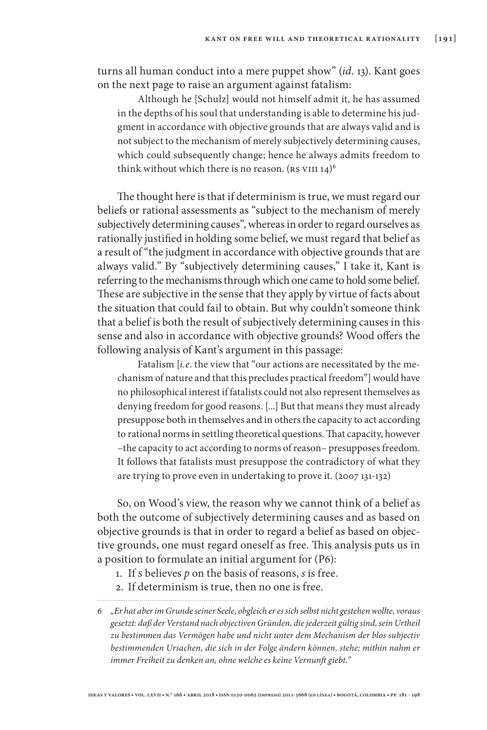turns all human conduct into a mere puppet show" (*id*. 13). Kant goes on the next page to raise an argument against fatalism:

> Although he [Schulz] would not himself admit it, he has assumed in the depths of his soul that understanding is able to determine his judgment in accordance with objective grounds that are always valid and is not subject to the mechanism of merely subjectively determining causes, which could subsequently change; hence he always admits freedom to think without which there is no reason. (RS VIII 14)[6]

The thought here is that if determinism is true, we must regard our beliefs or rational assessments as "subject to the mechanism of merely subjectively determining causes", whereas in order to regard ourselves as rationally justified in holding some belief, we must regard that belief as a result of "the judgment in accordance with objective grounds that are always valid." By "subjectively determining causes," I take it, Kant is referring to the mechanisms through which one came to hold some belief. These are subjective in the sense that they apply by virtue of facts about the situation that could fail to obtain. But why couldn't someone think that a belief is both the result of subjectively determining causes in this sense and also in accordance with objective grounds? Wood offers the following analysis of Kant's argument in this passage:

> Fatalism [*i.e*. the view that "our actions are necessitated by the mechanism of nature and that this precludes practical freedom"] would have no philosophical interest if fatalists could not also represent themselves as denying freedom for good reasons. [...] But that means they must already presuppose both in themselves and in others the capacity to act according to rational norms in settling theoretical questions. That capacity, however –the capacity to act according to norms of reason– presupposes freedom. It follows that fatalists must presuppose the contradictory of what they are trying to prove even in undertaking to prove it. (2007 131-132)

So, on Wood's view, the reason why we cannot think of a belief as both the outcome of subjectively determining causes and as based on objective grounds is that in order to regard a belief as based on objective grounds, one must regard oneself as free. This analysis puts us in a position to formulate an initial argument for (P6):

1. If *s* believes *p* on the basis of reasons, *s* is free.
2. If determinism is true, then no one is free.

---

6 *„Er hat aber im Grunde seiner Seele, obgleich er es sich selbst nicht gestehen wollte, voraus gesetzt: daß der Verstand nach objectiven Gründen, die jederzeit gültig sind, sein Urtheil zu bestimmen das Vermögen habe und nicht unter dem Mechanism der blos subjectiv bestimmenden Ursachen, die sich in der Folge ändern können, stehe; mithin nahm er immer Freiheit zu denken an, ohne welche es keine Vernunft giebt."*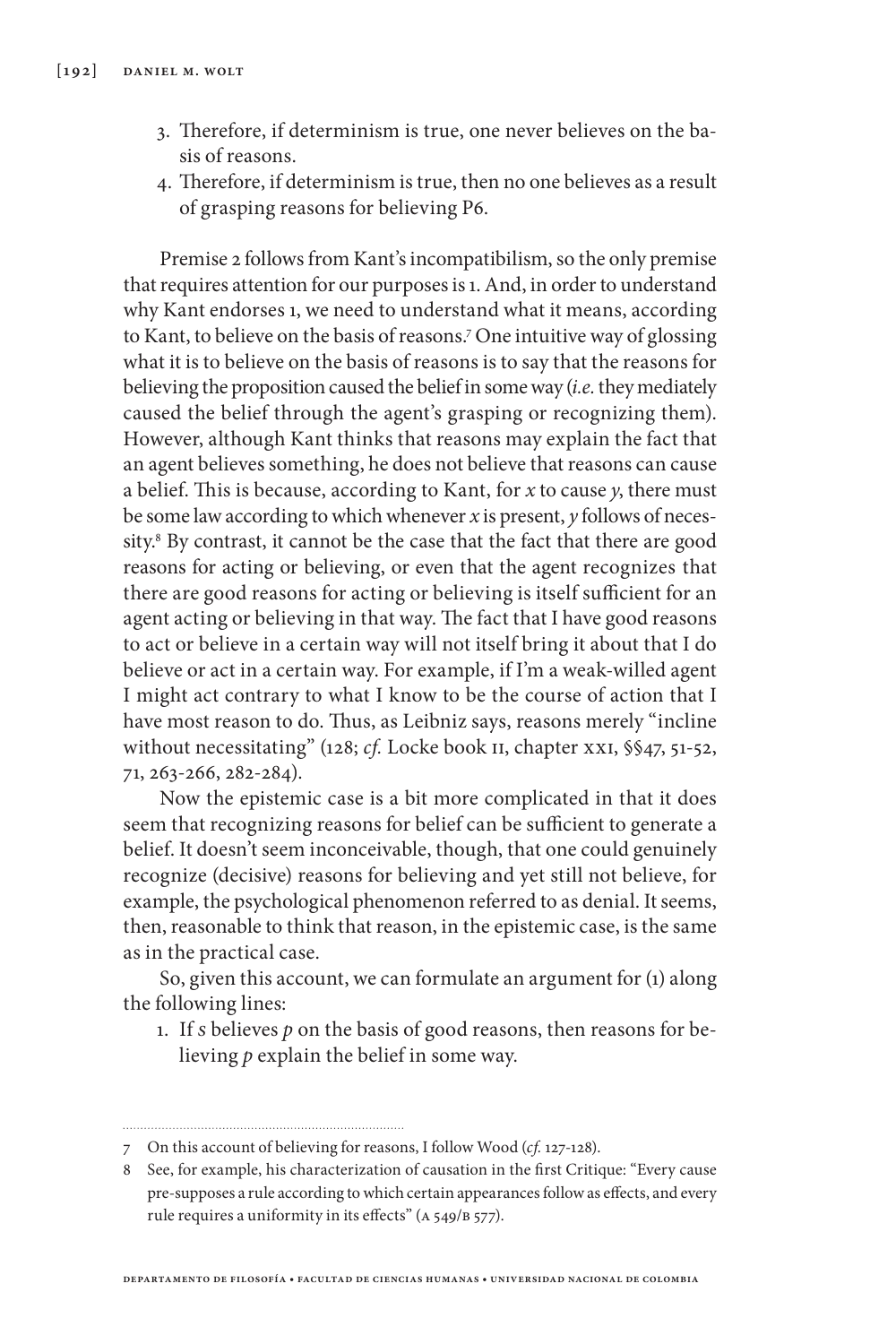3. Therefore, if determinism is true, one never believes on the basis of reasons.
4. Therefore, if determinism is true, then no one believes as a result of grasping reasons for believing P6.

Premise 2 follows from Kant's incompatibilism, so the only premise that requires attention for our purposes is 1. And, in order to understand why Kant endorses 1, we need to understand what it means, according to Kant, to believe on the basis of reasons.[7] One intuitive way of glossing what it is to believe on the basis of reasons is to say that the reasons for believing the proposition caused the belief in some way (*i.e.* they mediately caused the belief through the agent's grasping or recognizing them). However, although Kant thinks that reasons may explain the fact that an agent believes something, he does not believe that reasons can cause a belief. This is because, according to Kant, for *x* to cause *y*, there must be some law according to which whenever *x* is present, *y* follows of necessity.[8] By contrast, it cannot be the case that the fact that there are good reasons for acting or believing, or even that the agent recognizes that there are good reasons for acting or believing is itself sufficient for an agent acting or believing in that way. The fact that I have good reasons to act or believe in a certain way will not itself bring it about that I do believe or act in a certain way. For example, if I'm a weak-willed agent I might act contrary to what I know to be the course of action that I have most reason to do. Thus, as Leibniz says, reasons merely "incline without necessitating" (128; *cf.* Locke book II, chapter XXI, §§47, 51-52, 71, 263-266, 282-284).

Now the epistemic case is a bit more complicated in that it does seem that recognizing reasons for belief can be sufficient to generate a belief. It doesn't seem inconceivable, though, that one could genuinely recognize (decisive) reasons for believing and yet still not believe, for example, the psychological phenomenon referred to as denial. It seems, then, reasonable to think that reason, in the epistemic case, is the same as in the practical case.

So, given this account, we can formulate an argument for (1) along the following lines:

1. If *s* believes *p* on the basis of good reasons, then reasons for believing *p* explain the belief in some way.

---

7 On this account of believing for reasons, I follow Wood (*cf.* 127-128).

8 See, for example, his characterization of causation in the first Critique: "Every cause pre-supposes a rule according to which certain appearances follow as effects, and every rule requires a uniformity in its effects" (A 549/B 577).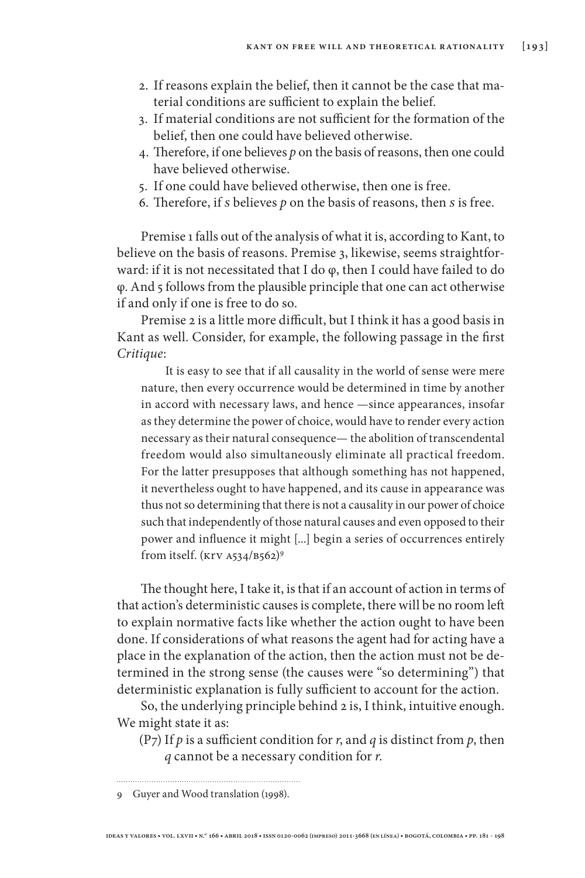2. If reasons explain the belief, then it cannot be the case that material conditions are sufficient to explain the belief.
3. If material conditions are not sufficient for the formation of the belief, then one could have believed otherwise.
4. Therefore, if one believes *p* on the basis of reasons, then one could have believed otherwise.
5. If one could have believed otherwise, then one is free.
6. Therefore, if *s* believes *p* on the basis of reasons, then *s* is free.

Premise 1 falls out of the analysis of what it is, according to Kant, to believe on the basis of reasons. Premise 3, likewise, seems straightforward: if it is not necessitated that I do φ, then I could have failed to do φ. And 5 follows from the plausible principle that one can act otherwise if and only if one is free to do so.

Premise 2 is a little more difficult, but I think it has a good basis in Kant as well. Consider, for example, the following passage in the first *Critique*:

> It is easy to see that if all causality in the world of sense were mere nature, then every occurrence would be determined in time by another in accord with necessary laws, and hence —since appearances, insofar as they determine the power of choice, would have to render every action necessary as their natural consequence— the abolition of transcendental freedom would also simultaneously eliminate all practical freedom. For the latter presupposes that although something has not happened, it nevertheless ought to have happened, and its cause in appearance was thus not so determining that there is not a causality in our power of choice such that independently of those natural causes and even opposed to their power and influence it might [...] begin a series of occurrences entirely from itself. (KrV A534/B562)[9]

The thought here, I take it, is that if an account of action in terms of that action's deterministic causes is complete, there will be no room left to explain normative facts like whether the action ought to have been done. If considerations of what reasons the agent had for acting have a place in the explanation of the action, then the action must not be determined in the strong sense (the causes were "so determining") that deterministic explanation is fully sufficient to account for the action.

So, the underlying principle behind 2 is, I think, intuitive enough. We might state it as:

(P7) If *p* is a sufficient condition for *r*, and *q* is distinct from *p*, then *q* cannot be a necessary condition for *r*.

---

9 Guyer and Wood translation (1998).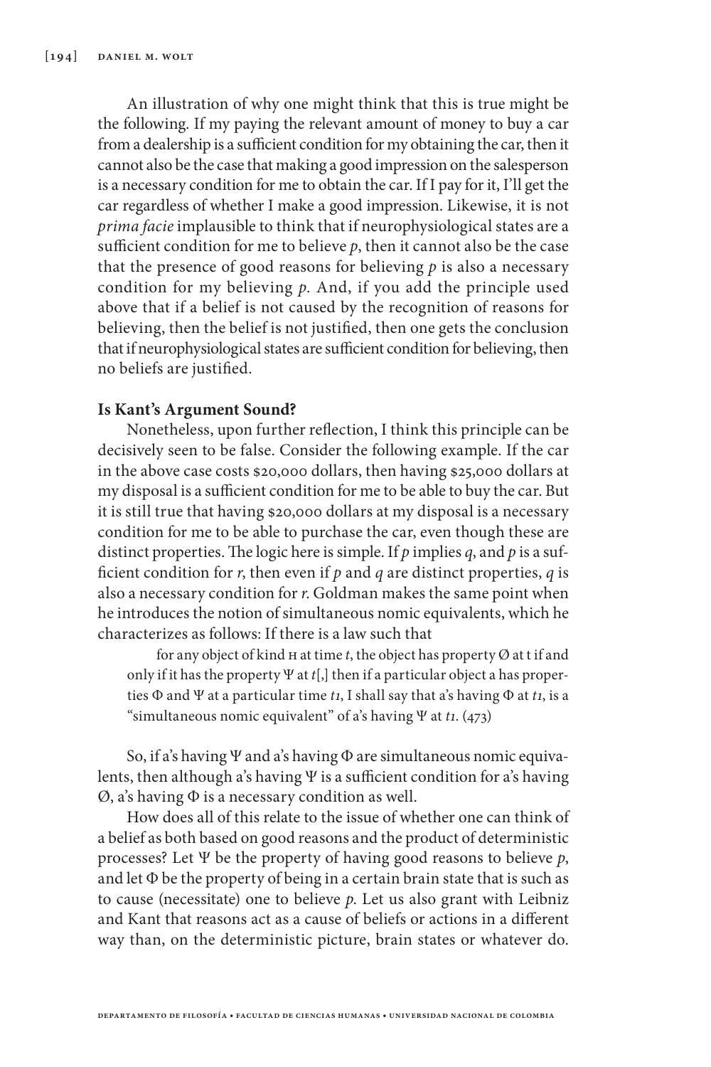An illustration of why one might think that this is true might be the following. If my paying the relevant amount of money to buy a car from a dealership is a sufficient condition for my obtaining the car, then it cannot also be the case that making a good impression on the salesperson is a necessary condition for me to obtain the car. If I pay for it, I'll get the car regardless of whether I make a good impression. Likewise, it is not *prima facie* implausible to think that if neurophysiological states are a sufficient condition for me to believe *p*, then it cannot also be the case that the presence of good reasons for believing *p* is also a necessary condition for my believing *p*. And, if you add the principle used above that if a belief is not caused by the recognition of reasons for believing, then the belief is not justified, then one gets the conclusion that if neurophysiological states are sufficient condition for believing, then no beliefs are justified.

**Is Kant's Argument Sound?**

Nonetheless, upon further reflection, I think this principle can be decisively seen to be false. Consider the following example. If the car in the above case costs $20,000 dollars, then having $25,000 dollars at my disposal is a sufficient condition for me to be able to buy the car. But it is still true that having $20,000 dollars at my disposal is a necessary condition for me to be able to purchase the car, even though these are distinct properties. The logic here is simple. If *p* implies *q*, and *p* is a sufficient condition for *r*, then even if *p* and *q* are distinct properties, *q* is also a necessary condition for *r*. Goldman makes the same point when he introduces the notion of simultaneous nomic equivalents, which he characterizes as follows: If there is a law such that

> for any object of kind H at time *t*, the object has property Ø at t if and only if it has the property Ψ at *t*[,] then if a particular object a has properties Φ and Ψ at a particular time *t1*, I shall say that a's having Φ at *t1*, is a "simultaneous nomic equivalent" of a's having Ψ at *t1*. (473)

So, if a's having Ψ and a's having Φ are simultaneous nomic equivalents, then although a's having Ψ is a sufficient condition for a's having Ø, a's having Φ is a necessary condition as well.

How does all of this relate to the issue of whether one can think of a belief as both based on good reasons and the product of deterministic processes? Let Ψ be the property of having good reasons to believe *p*, and let Φ be the property of being in a certain brain state that is such as to cause (necessitate) one to believe *p*. Let us also grant with Leibniz and Kant that reasons act as a cause of beliefs or actions in a different way than, on the deterministic picture, brain states or whatever do.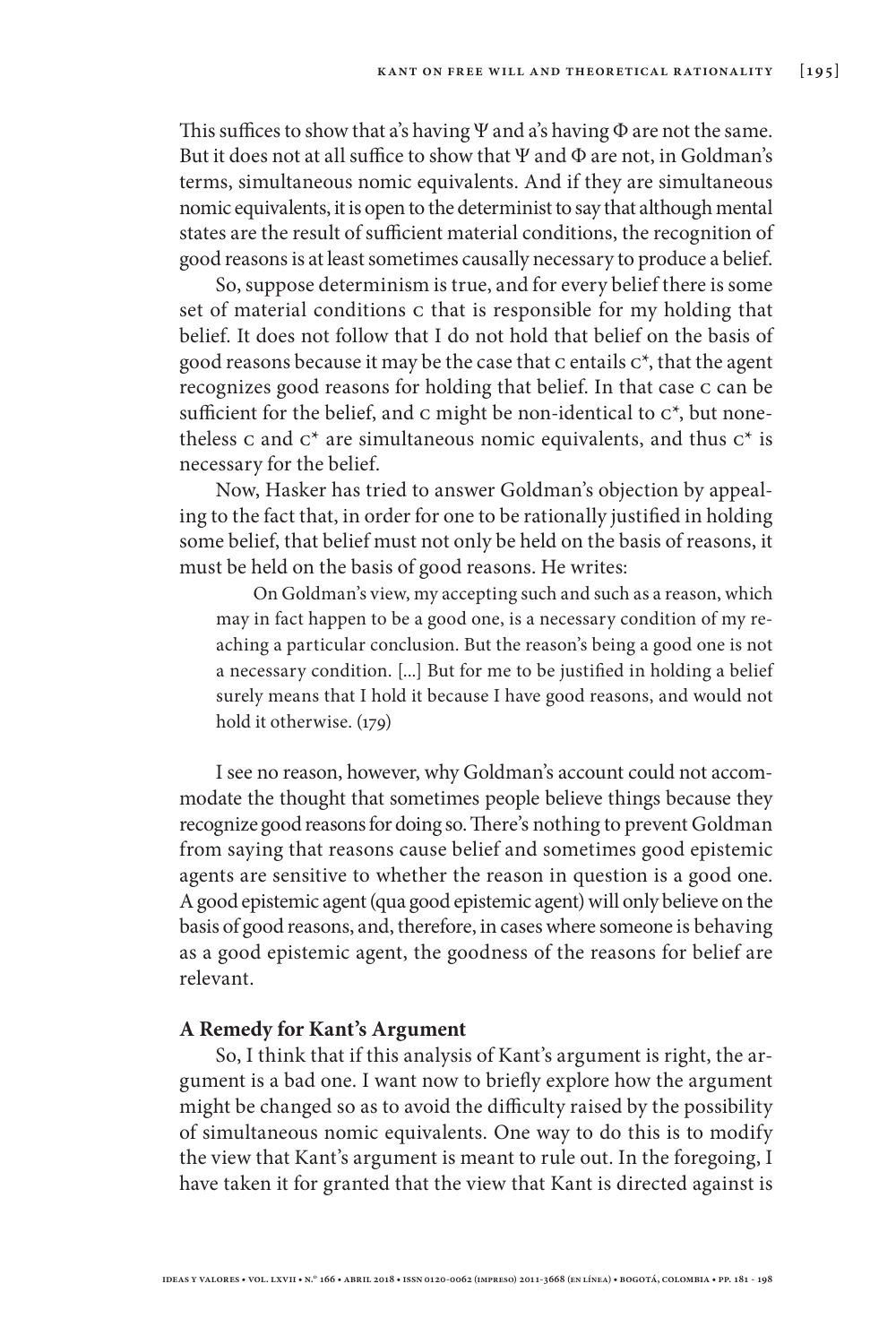This suffices to show that a's having $\Psi$ and a's having $\Phi$ are not the same. But it does not at all suffice to show that $\Psi$ and $\Phi$ are not, in Goldman's terms, simultaneous nomic equivalents. And if they are simultaneous nomic equivalents, it is open to the determinist to say that although mental states are the result of sufficient material conditions, the recognition of good reasons is at least sometimes causally necessary to produce a belief.

So, suppose determinism is true, and for every belief there is some set of material conditions C that is responsible for my holding that belief. It does not follow that I do not hold that belief on the basis of good reasons because it may be the case that C entails C*, that the agent recognizes good reasons for holding that belief. In that case C can be sufficient for the belief, and C might be non-identical to C*, but nonetheless C and C* are simultaneous nomic equivalents, and thus C* is necessary for the belief.

Now, Hasker has tried to answer Goldman's objection by appealing to the fact that, in order for one to be rationally justified in holding some belief, that belief must not only be held on the basis of reasons, it must be held on the basis of good reasons. He writes:

> On Goldman's view, my accepting such and such as a reason, which may in fact happen to be a good one, is a necessary condition of my reaching a particular conclusion. But the reason's being a good one is not a necessary condition. [...] But for me to be justified in holding a belief surely means that I hold it because I have good reasons, and would not hold it otherwise. (179)

I see no reason, however, why Goldman's account could not accommodate the thought that sometimes people believe things because they recognize good reasons for doing so. There's nothing to prevent Goldman from saying that reasons cause belief and sometimes good epistemic agents are sensitive to whether the reason in question is a good one. A good epistemic agent (qua good epistemic agent) will only believe on the basis of good reasons, and, therefore, in cases where someone is behaving as a good epistemic agent, the goodness of the reasons for belief are relevant.

### A Remedy for Kant's Argument

So, I think that if this analysis of Kant's argument is right, the argument is a bad one. I want now to briefly explore how the argument might be changed so as to avoid the difficulty raised by the possibility of simultaneous nomic equivalents. One way to do this is to modify the view that Kant's argument is meant to rule out. In the foregoing, I have taken it for granted that the view that Kant is directed against is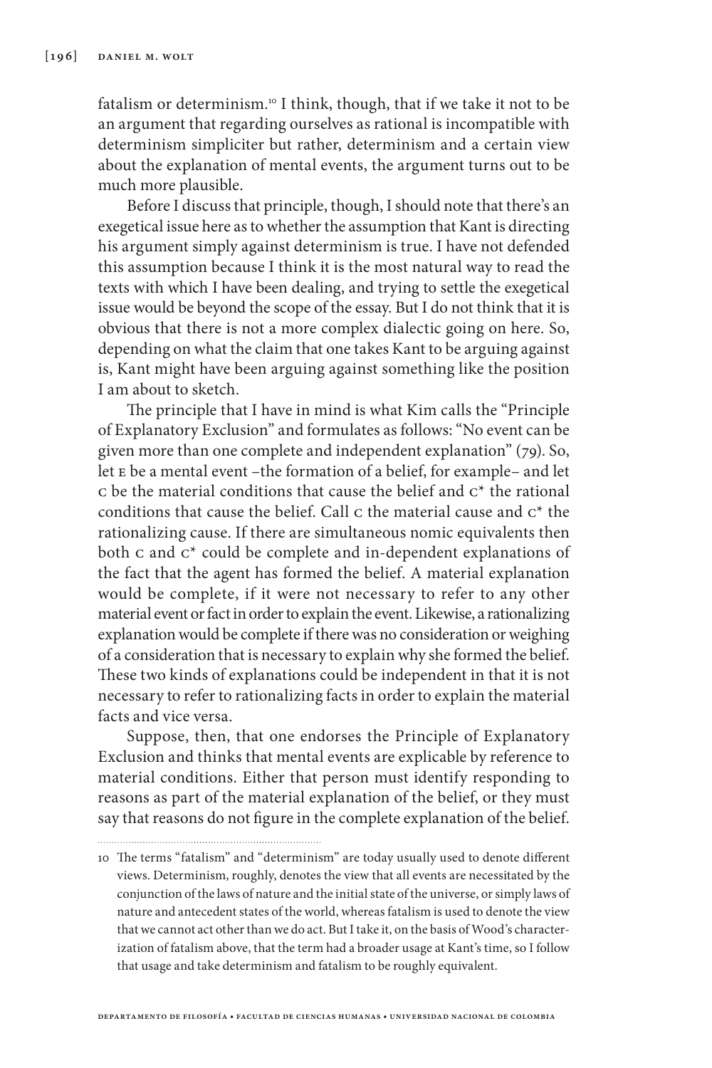fatalism or determinism.[10] I think, though, that if we take it not to be an argument that regarding ourselves as rational is incompatible with determinism simpliciter but rather, determinism and a certain view about the explanation of mental events, the argument turns out to be much more plausible.

Before I discuss that principle, though, I should note that there's an exegetical issue here as to whether the assumption that Kant is directing his argument simply against determinism is true. I have not defended this assumption because I think it is the most natural way to read the texts with which I have been dealing, and trying to settle the exegetical issue would be beyond the scope of the essay. But I do not think that it is obvious that there is not a more complex dialectic going on here. So, depending on what the claim that one takes Kant to be arguing against is, Kant might have been arguing against something like the position I am about to sketch.

The principle that I have in mind is what Kim calls the "Principle of Explanatory Exclusion" and formulates as follows: "No event can be given more than one complete and independent explanation" (79). So, let E be a mental event –the formation of a belief, for example– and let C be the material conditions that cause the belief and C* the rational conditions that cause the belief. Call C the material cause and C* the rationalizing cause. If there are simultaneous nomic equivalents then both C and C* could be complete and in-dependent explanations of the fact that the agent has formed the belief. A material explanation would be complete, if it were not necessary to refer to any other material event or fact in order to explain the event. Likewise, a rationalizing explanation would be complete if there was no consideration or weighing of a consideration that is necessary to explain why she formed the belief. These two kinds of explanations could be independent in that it is not necessary to refer to rationalizing facts in order to explain the material facts and vice versa.

Suppose, then, that one endorses the Principle of Explanatory Exclusion and thinks that mental events are explicable by reference to material conditions. Either that person must identify responding to reasons as part of the material explanation of the belief, or they must say that reasons do not figure in the complete explanation of the belief.

---

10 The terms "fatalism" and "determinism" are today usually used to denote different views. Determinism, roughly, denotes the view that all events are necessitated by the conjunction of the laws of nature and the initial state of the universe, or simply laws of nature and antecedent states of the world, whereas fatalism is used to denote the view that we cannot act other than we do act. But I take it, on the basis of Wood's characterization of fatalism above, that the term had a broader usage at Kant's time, so I follow that usage and take determinism and fatalism to be roughly equivalent.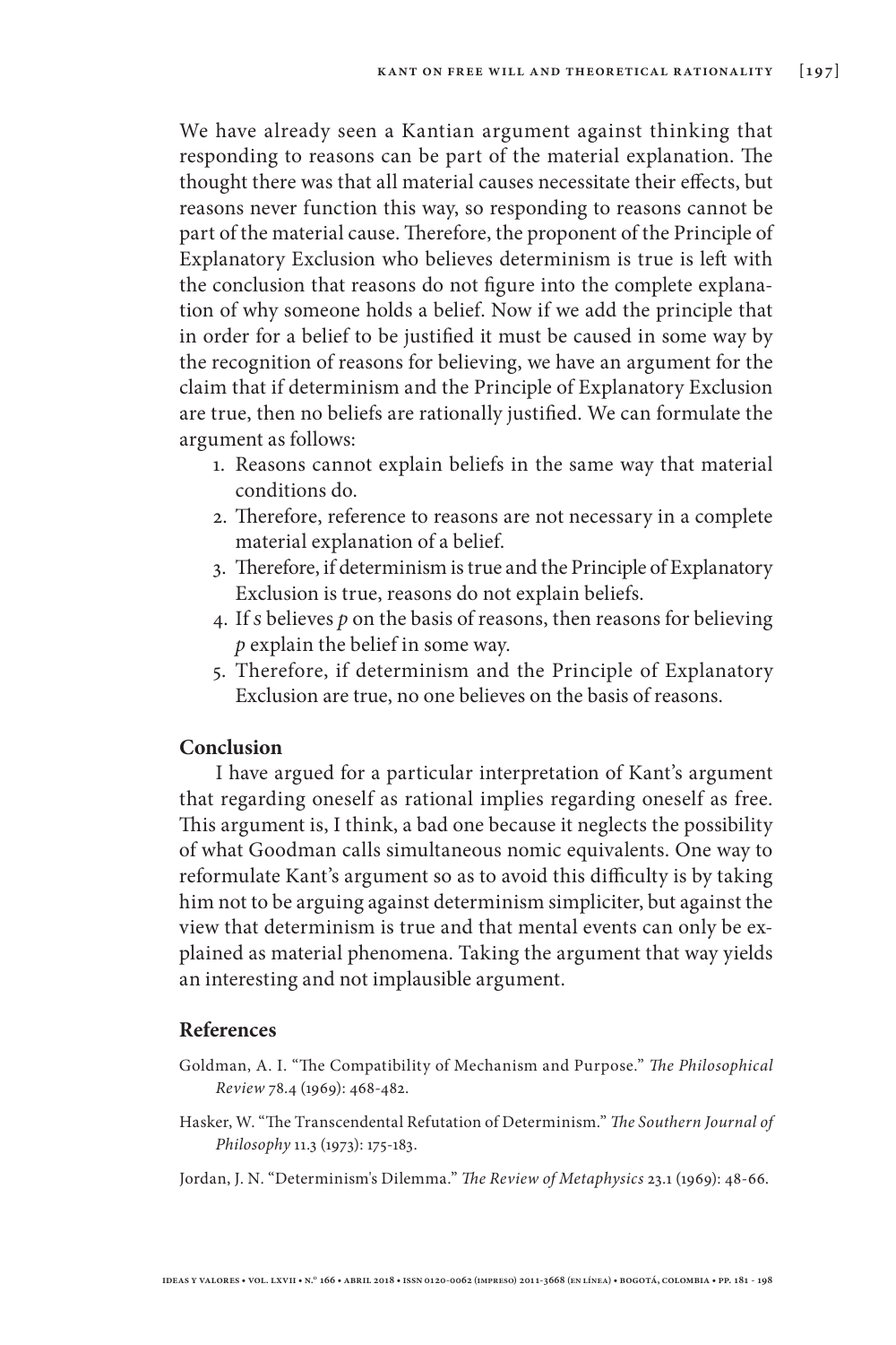We have already seen a Kantian argument against thinking that responding to reasons can be part of the material explanation. The thought there was that all material causes necessitate their effects, but reasons never function this way, so responding to reasons cannot be part of the material cause. Therefore, the proponent of the Principle of Explanatory Exclusion who believes determinism is true is left with the conclusion that reasons do not figure into the complete explanation of why someone holds a belief. Now if we add the principle that in order for a belief to be justified it must be caused in some way by the recognition of reasons for believing, we have an argument for the claim that if determinism and the Principle of Explanatory Exclusion are true, then no beliefs are rationally justified. We can formulate the argument as follows:

1. Reasons cannot explain beliefs in the same way that material conditions do.
2. Therefore, reference to reasons are not necessary in a complete material explanation of a belief.
3. Therefore, if determinism is true and the Principle of Explanatory Exclusion is true, reasons do not explain beliefs.
4. If *s* believes *p* on the basis of reasons, then reasons for believing *p* explain the belief in some way.
5. Therefore, if determinism and the Principle of Explanatory Exclusion are true, no one believes on the basis of reasons.

## Conclusion

I have argued for a particular interpretation of Kant's argument that regarding oneself as rational implies regarding oneself as free. This argument is, I think, a bad one because it neglects the possibility of what Goodman calls simultaneous nomic equivalents. One way to reformulate Kant's argument so as to avoid this difficulty is by taking him not to be arguing against determinism simpliciter, but against the view that determinism is true and that mental events can only be explained as material phenomena. Taking the argument that way yields an interesting and not implausible argument.

## References

Goldman, A. I. "The Compatibility of Mechanism and Purpose." *The Philosophical Review* 78.4 (1969): 468-482.

Hasker, W. "The Transcendental Refutation of Determinism." *The Southern Journal of Philosophy* 11.3 (1973): 175-183.

Jordan, J. N. "Determinism's Dilemma." *The Review of Metaphysics* 23.1 (1969): 48-66.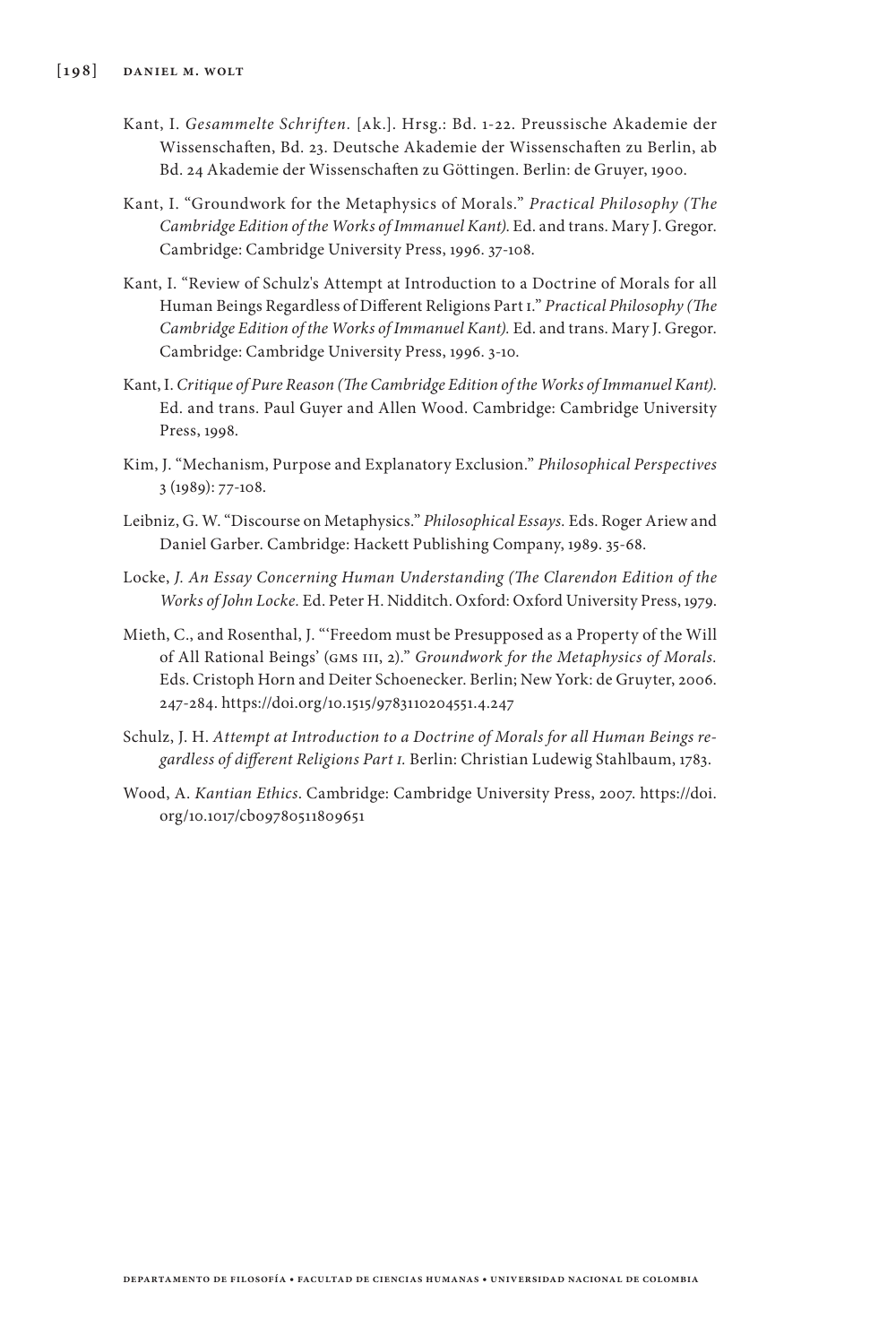Kant, I. *Gesammelte Schriften*. [Ak.]. Hrsg.: Bd. 1-22. Preussische Akademie der Wissenschaften, Bd. 23. Deutsche Akademie der Wissenschaften zu Berlin, ab Bd. 24 Akademie der Wissenschaften zu Göttingen. Berlin: de Gruyer, 1900.

Kant, I. "Groundwork for the Metaphysics of Morals." *Practical Philosophy (The Cambridge Edition of the Works of Immanuel Kant)*. Ed. and trans. Mary J. Gregor. Cambridge: Cambridge University Press, 1996. 37-108.

Kant, I. "Review of Schulz's Attempt at Introduction to a Doctrine of Morals for all Human Beings Regardless of Different Religions Part 1." *Practical Philosophy (The Cambridge Edition of the Works of Immanuel Kant)*. Ed. and trans. Mary J. Gregor. Cambridge: Cambridge University Press, 1996. 3-10.

Kant, I. *Critique of Pure Reason (The Cambridge Edition of the Works of Immanuel Kant)*. Ed. and trans. Paul Guyer and Allen Wood. Cambridge: Cambridge University Press, 1998.

Kim, J. "Mechanism, Purpose and Explanatory Exclusion." *Philosophical Perspectives* 3 (1989): 77-108.

Leibniz, G. W. "Discourse on Metaphysics." *Philosophical Essays*. Eds. Roger Ariew and Daniel Garber. Cambridge: Hackett Publishing Company, 1989. 35-68.

Locke, *J. An Essay Concerning Human Understanding (The Clarendon Edition of the Works of John Locke*. Ed. Peter H. Nidditch. Oxford: Oxford University Press, 1979.

Mieth, C., and Rosenthal, J. "'Freedom must be Presupposed as a Property of the Will of All Rational Beings' (GMS III, 2)." *Groundwork for the Metaphysics of Morals*. Eds. Cristoph Horn and Deiter Schoenecker. Berlin; New York: de Gruyter, 2006. 247-284. https://doi.org/10.1515/9783110204551.4.247

Schulz, J. H. *Attempt at Introduction to a Doctrine of Morals for all Human Beings regardless of different Religions Part 1*. Berlin: Christian Ludewig Stahlbaum, 1783.

Wood, A. *Kantian Ethics*. Cambridge: Cambridge University Press, 2007. https://doi.org/10.1017/cbo9780511809651